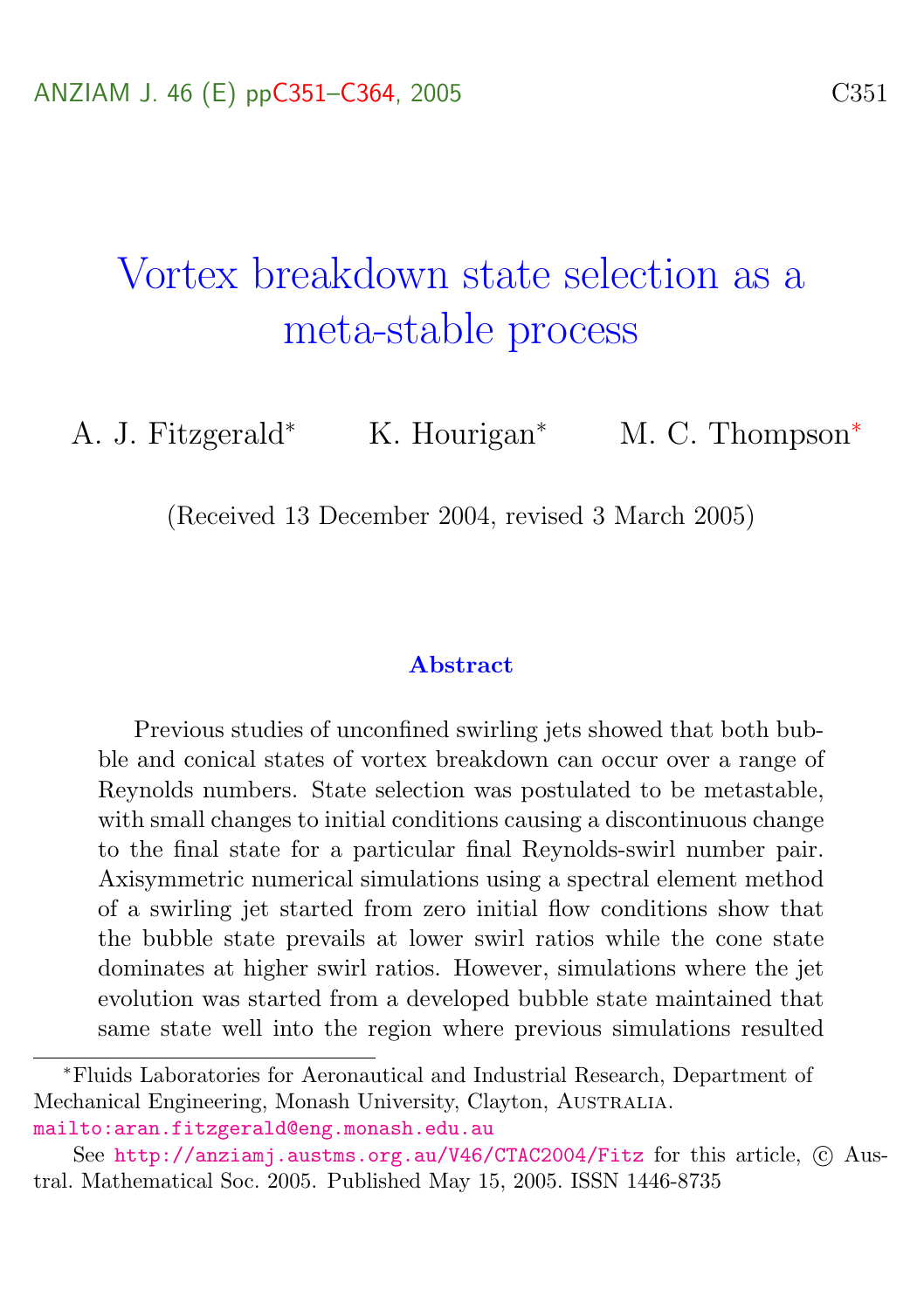# Vortex breakdown state selection as a meta-stable process

A. J. Fitzgerald[*] K. Hourigan[*] M. C. Thompson[*]

(Received 13 December 2004, revised 3 March 2005)

### Abstract

Previous studies of unconfined swirling jets showed that both bubble and conical states of vortex breakdown can occur over a range of Reynolds numbers. State selection was postulated to be metastable, with small changes to initial conditions causing a discontinuous change to the final state for a particular final Reynolds-swirl number pair. Axisymmetric numerical simulations using a spectral element method of a swirling jet started from zero initial flow conditions show that the bubble state prevails at lower swirl ratios while the cone state dominates at higher swirl ratios. However, simulations where the jet evolution was started from a developed bubble state maintained that same state well into the region where previous simulations resulted

---

[*]Fluids Laboratories for Aeronautical and Industrial Research, Department of Mechanical Engineering, Monash University, Clayton, Australia. mailto:aran.fitzgerald@eng.monash.edu.au

See http://anziamj.austms.org.au/V46/CTAC2004/Fitz for this article, © Austral. Mathematical Soc. 2005. Published May 15, 2005. ISSN 1446-8735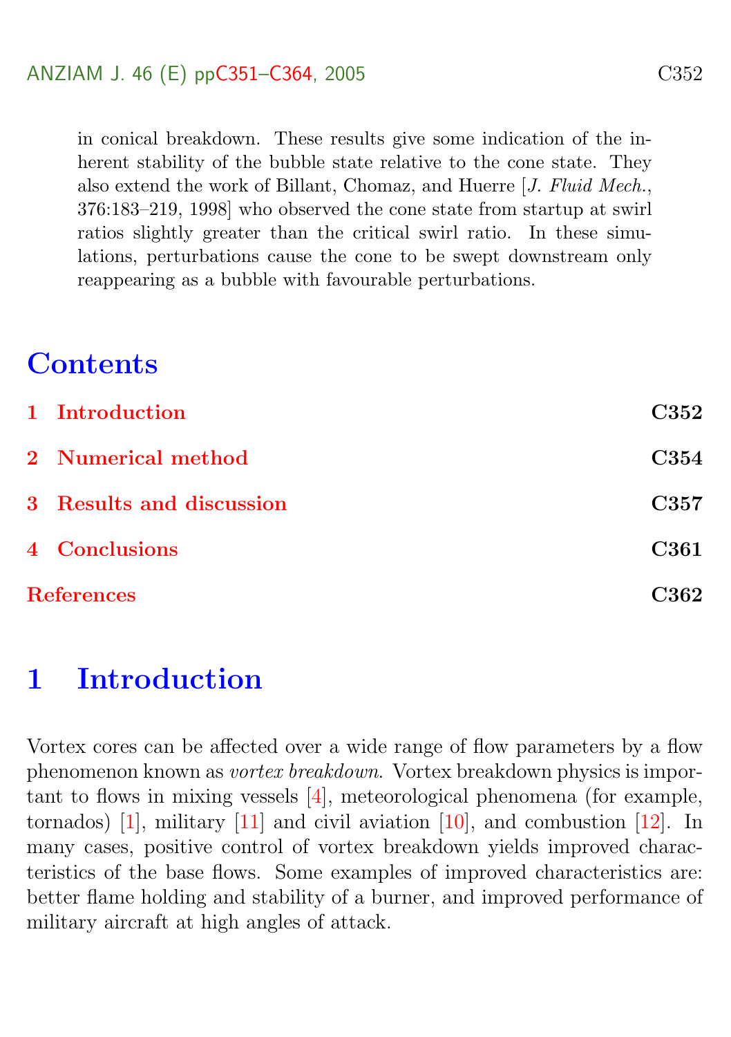in conical breakdown. These results give some indication of the inherent stability of the bubble state relative to the cone state. They also extend the work of Billant, Chomaz, and Huerre [*J. Fluid Mech.*, 376:183–219, 1998] who observed the cone state from startup at swirl ratios slightly greater than the critical swirl ratio. In these simulations, perturbations cause the cone to be swept downstream only reappearing as a bubble with favourable perturbations.

## Contents

1 Introduction C352

2 Numerical method C354

3 Results and discussion C357

4 Conclusions C361

References C362

# 1 Introduction

Vortex cores can be affected over a wide range of flow parameters by a flow phenomenon known as *vortex breakdown*. Vortex breakdown physics is important to flows in mixing vessels [4], meteorological phenomena (for example, tornados) [1], military [11] and civil aviation [10], and combustion [12]. In many cases, positive control of vortex breakdown yields improved characteristics of the base flows. Some examples of improved characteristics are: better flame holding and stability of a burner, and improved performance of military aircraft at high angles of attack.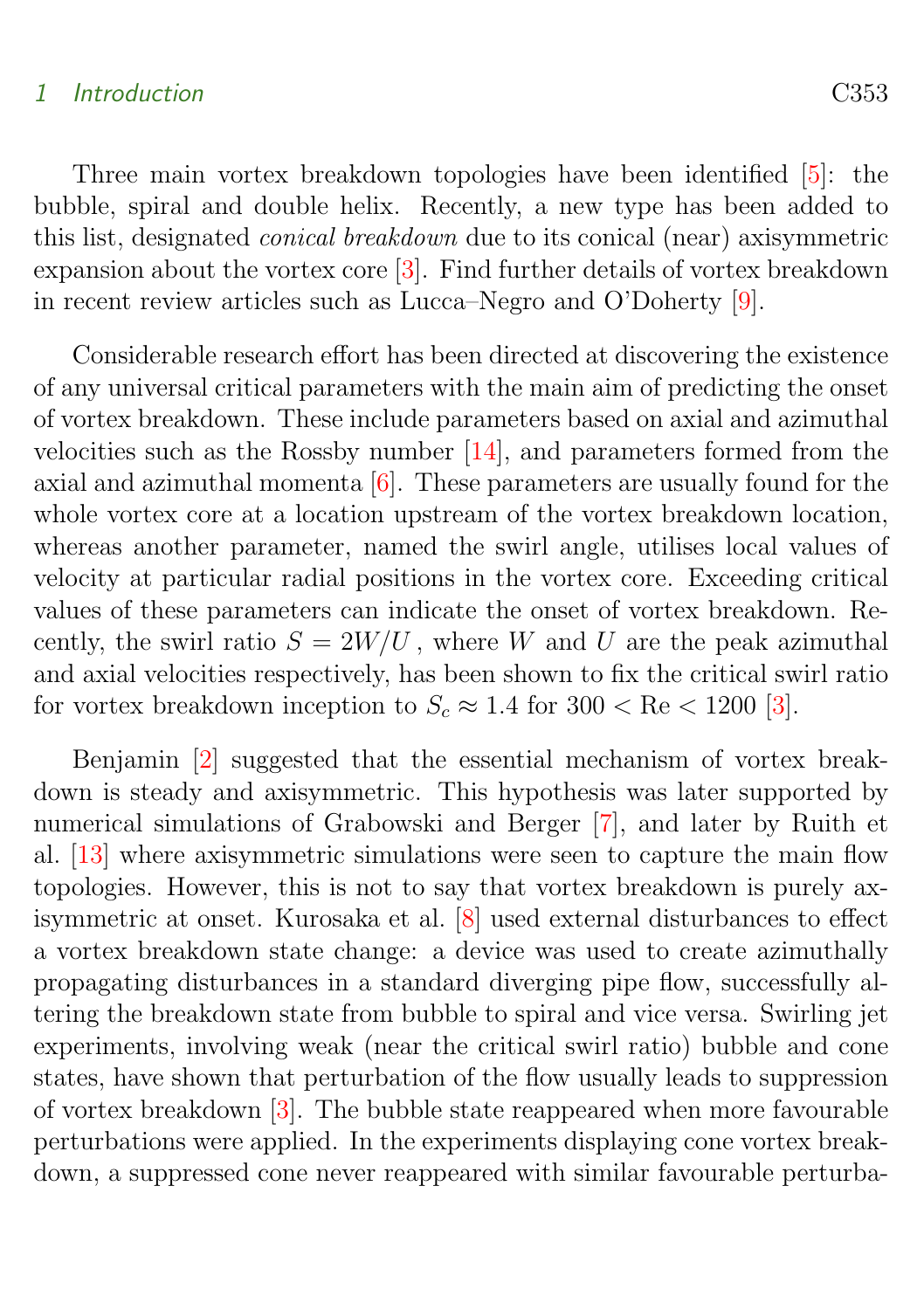Three main vortex breakdown topologies have been identified [5]: the bubble, spiral and double helix. Recently, a new type has been added to this list, designated *conical breakdown* due to its conical (near) axisymmetric expansion about the vortex core [3]. Find further details of vortex breakdown in recent review articles such as Lucca–Negro and O'Doherty [9].

Considerable research effort has been directed at discovering the existence of any universal critical parameters with the main aim of predicting the onset of vortex breakdown. These include parameters based on axial and azimuthal velocities such as the Rossby number [14], and parameters formed from the axial and azimuthal momenta [6]. These parameters are usually found for the whole vortex core at a location upstream of the vortex breakdown location, whereas another parameter, named the swirl angle, utilises local values of velocity at particular radial positions in the vortex core. Exceeding critical values of these parameters can indicate the onset of vortex breakdown. Recently, the swirl ratio $S = 2W/U$, where $W$ and $U$ are the peak azimuthal and axial velocities respectively, has been shown to fix the critical swirl ratio for vortex breakdown inception to $S_c \approx 1.4$ for $300 < \mathrm{Re} < 1200$ [3].

Benjamin [2] suggested that the essential mechanism of vortex breakdown is steady and axisymmetric. This hypothesis was later supported by numerical simulations of Grabowski and Berger [7], and later by Ruith et al. [13] where axisymmetric simulations were seen to capture the main flow topologies. However, this is not to say that vortex breakdown is purely axisymmetric at onset. Kurosaka et al. [8] used external disturbances to effect a vortex breakdown state change: a device was used to create azimuthally propagating disturbances in a standard diverging pipe flow, successfully altering the breakdown state from bubble to spiral and vice versa. Swirling jet experiments, involving weak (near the critical swirl ratio) bubble and cone states, have shown that perturbation of the flow usually leads to suppression of vortex breakdown [3]. The bubble state reappeared when more favourable perturbations were applied. In the experiments displaying cone vortex breakdown, a suppressed cone never reappeared with similar favourable perturba-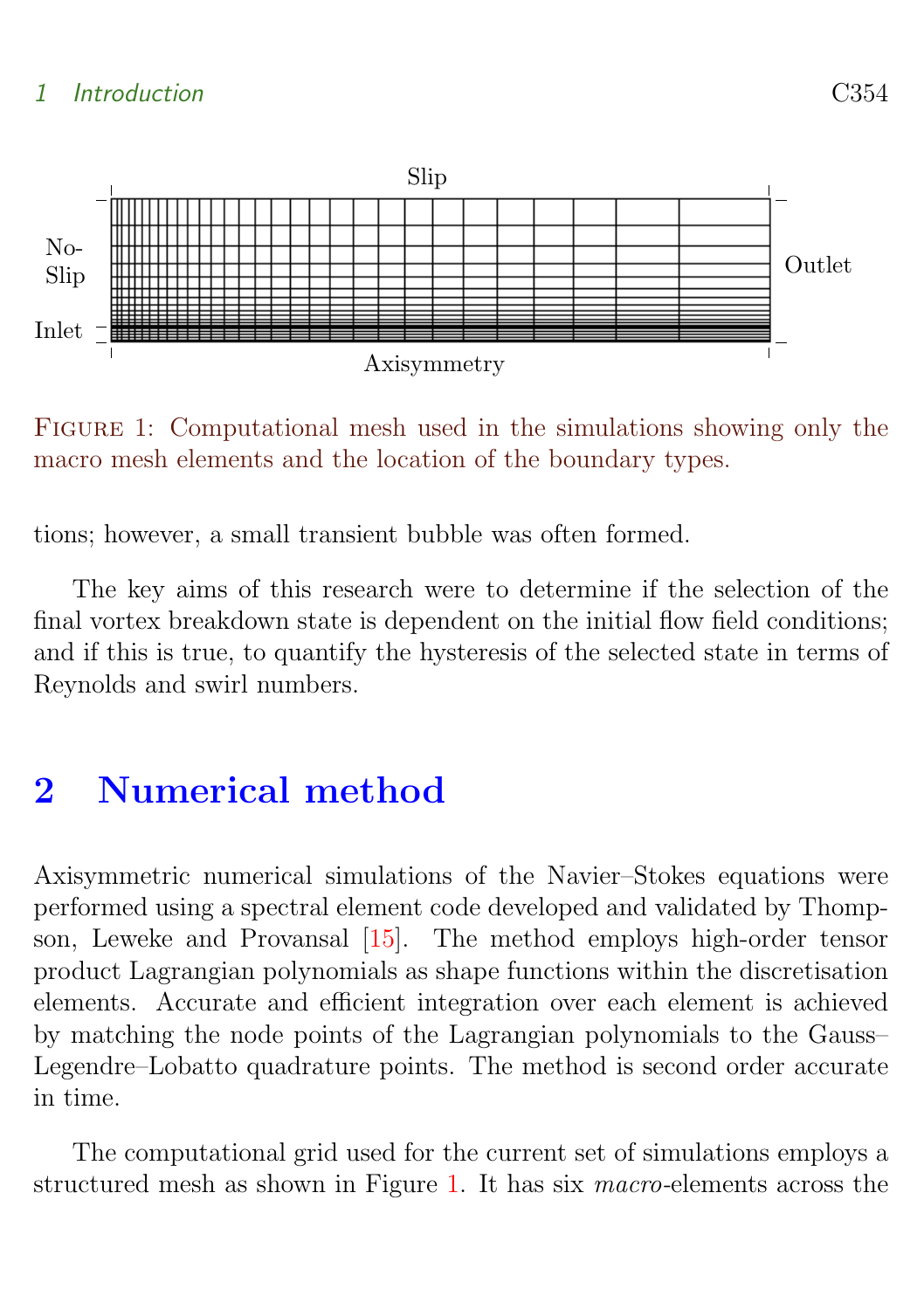Figure 1: Computational mesh used in the simulations showing only the macro mesh elements and the location of the boundary types.

tions; however, a small transient bubble was often formed.

The key aims of this research were to determine if the selection of the final vortex breakdown state is dependent on the initial flow field conditions; and if this is true, to quantify the hysteresis of the selected state in terms of Reynolds and swirl numbers.

## 2 Numerical method

Axisymmetric numerical simulations of the Navier–Stokes equations were performed using a spectral element code developed and validated by Thompson, Leweke and Provansal [15]. The method employs high-order tensor product Lagrangian polynomials as shape functions within the discretisation elements. Accurate and efficient integration over each element is achieved by matching the node points of the Lagrangian polynomials to the Gauss–Legendre–Lobatto quadrature points. The method is second order accurate in time.

The computational grid used for the current set of simulations employs a structured mesh as shown in Figure 1. It has six *macro*-elements across the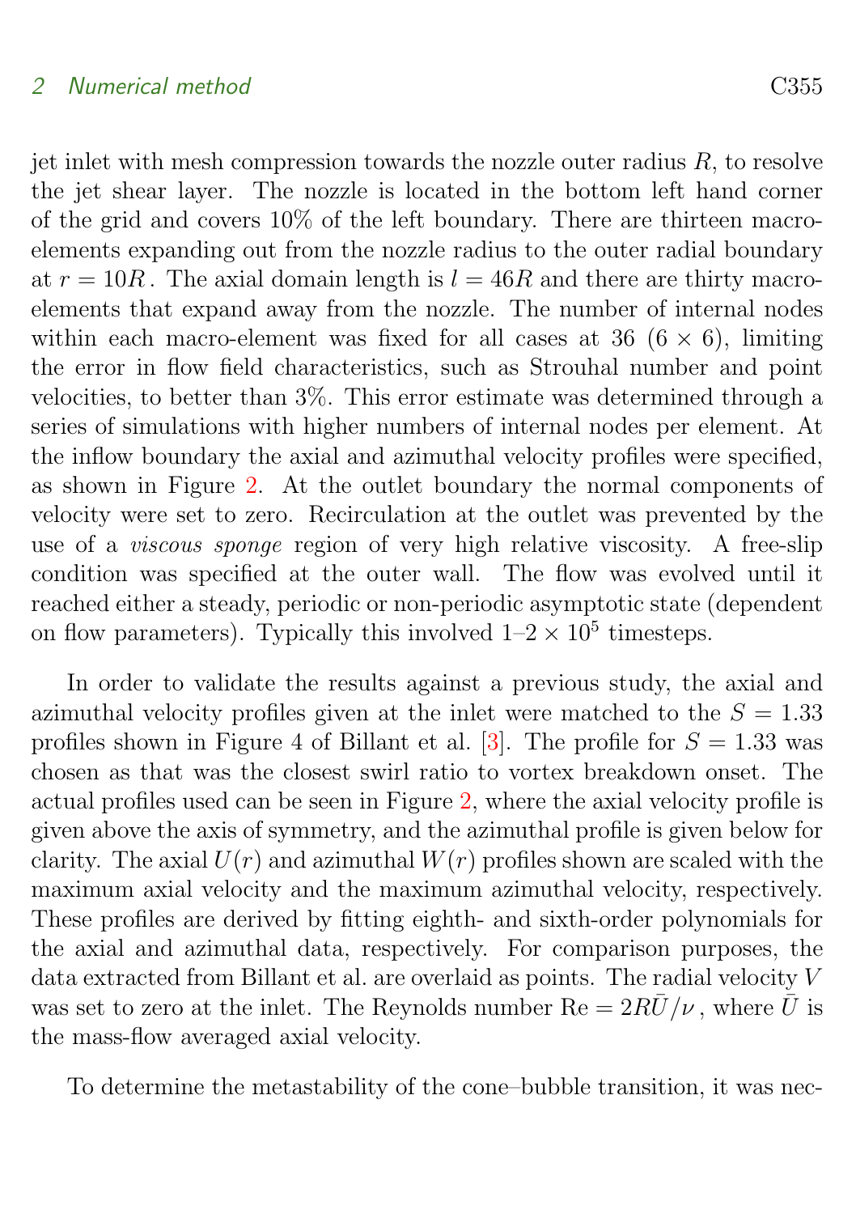jet inlet with mesh compression towards the nozzle outer radius $R$, to resolve the jet shear layer. The nozzle is located in the bottom left hand corner of the grid and covers 10% of the left boundary. There are thirteen macro-elements expanding out from the nozzle radius to the outer radial boundary at $r = 10R$. The axial domain length is $l = 46R$ and there are thirty macro-elements that expand away from the nozzle. The number of internal nodes within each macro-element was fixed for all cases at 36 ($6 \times 6$), limiting the error in flow field characteristics, such as Strouhal number and point velocities, to better than 3%. This error estimate was determined through a series of simulations with higher numbers of internal nodes per element. At the inflow boundary the axial and azimuthal velocity profiles were specified, as shown in Figure 2. At the outlet boundary the normal components of velocity were set to zero. Recirculation at the outlet was prevented by the use of a *viscous sponge* region of very high relative viscosity. A free-slip condition was specified at the outer wall. The flow was evolved until it reached either a steady, periodic or non-periodic asymptotic state (dependent on flow parameters). Typically this involved 1–$2 \times 10^5$ timesteps.

In order to validate the results against a previous study, the axial and azimuthal velocity profiles given at the inlet were matched to the $S = 1.33$ profiles shown in Figure 4 of Billant et al. [3]. The profile for $S = 1.33$ was chosen as that was the closest swirl ratio to vortex breakdown onset. The actual profiles used can be seen in Figure 2, where the axial velocity profile is given above the axis of symmetry, and the azimuthal profile is given below for clarity. The axial $U(r)$ and azimuthal $W(r)$ profiles shown are scaled with the maximum axial velocity and the maximum azimuthal velocity, respectively. These profiles are derived by fitting eighth- and sixth-order polynomials for the axial and azimuthal data, respectively. For comparison purposes, the data extracted from Billant et al. are overlaid as points. The radial velocity $V$ was set to zero at the inlet. The Reynolds number $\mathrm{Re} = 2R\bar{U}/\nu$, where $\bar{U}$ is the mass-flow averaged axial velocity.

To determine the metastability of the cone–bubble transition, it was nec-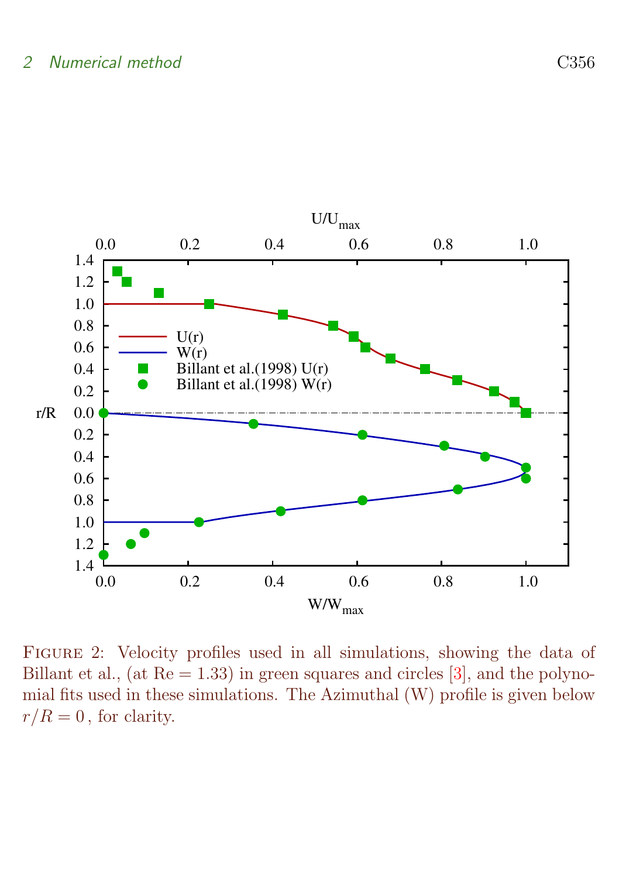FIGURE 2: Velocity profiles used in all simulations, showing the data of Billant et al., (at Re = 1.33) in green squares and circles [3], and the polynomial fits used in these simulations. The Azimuthal (W) profile is given below $r/R = 0$, for clarity.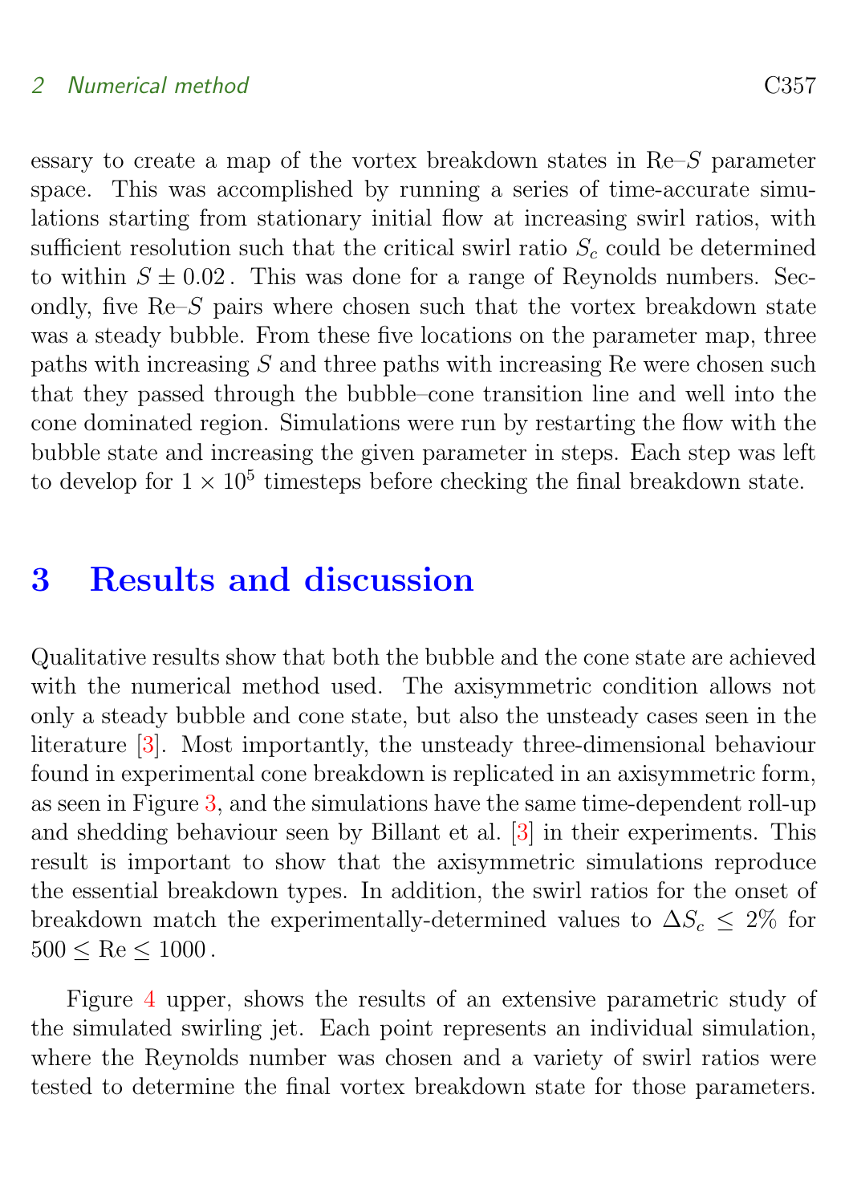essary to create a map of the vortex breakdown states in Re–$S$ parameter space. This was accomplished by running a series of time-accurate simulations starting from stationary initial flow at increasing swirl ratios, with sufficient resolution such that the critical swirl ratio $S_c$ could be determined to within $S \pm 0.02$. This was done for a range of Reynolds numbers. Secondly, five Re–$S$ pairs where chosen such that the vortex breakdown state was a steady bubble. From these five locations on the parameter map, three paths with increasing $S$ and three paths with increasing Re were chosen such that they passed through the bubble–cone transition line and well into the cone dominated region. Simulations were run by restarting the flow with the bubble state and increasing the given parameter in steps. Each step was left to develop for $1 \times 10^5$ timesteps before checking the final breakdown state.

# 3 Results and discussion

Qualitative results show that both the bubble and the cone state are achieved with the numerical method used. The axisymmetric condition allows not only a steady bubble and cone state, but also the unsteady cases seen in the literature [3]. Most importantly, the unsteady three-dimensional behaviour found in experimental cone breakdown is replicated in an axisymmetric form, as seen in Figure 3, and the simulations have the same time-dependent roll-up and shedding behaviour seen by Billant et al. [3] in their experiments. This result is important to show that the axisymmetric simulations reproduce the essential breakdown types. In addition, the swirl ratios for the onset of breakdown match the experimentally-determined values to $\Delta S_c \leq 2\%$ for $500 \leq \text{Re} \leq 1000$.

Figure 4 upper, shows the results of an extensive parametric study of the simulated swirling jet. Each point represents an individual simulation, where the Reynolds number was chosen and a variety of swirl ratios were tested to determine the final vortex breakdown state for those parameters.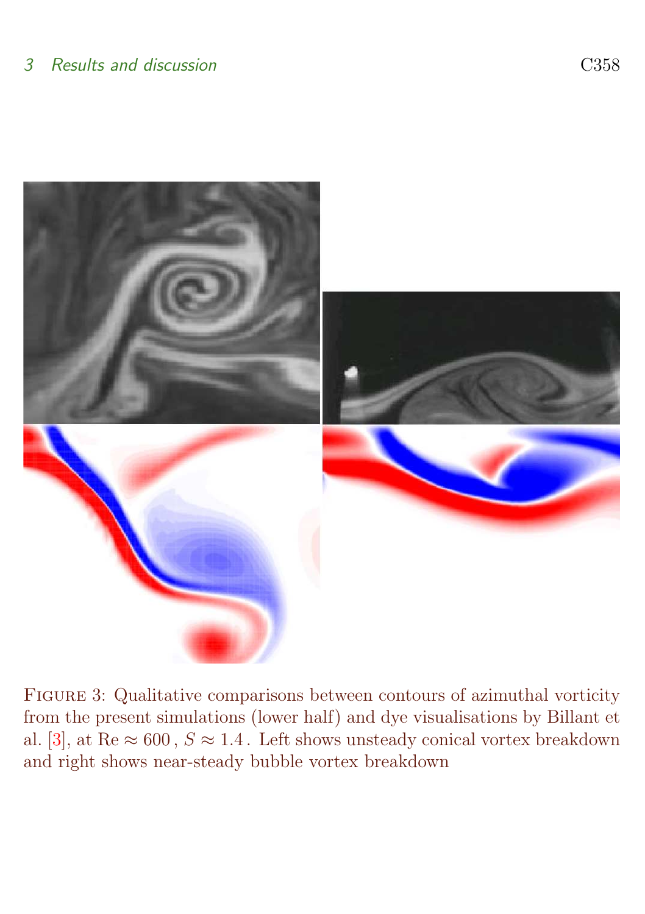Figure 3: Qualitative comparisons between contours of azimuthal vorticity from the present simulations (lower half) and dye visualisations by Billant et al. [3], at $\mathrm{Re} \approx 600$, $S \approx 1.4$. Left shows unsteady conical vortex breakdown and right shows near-steady bubble vortex breakdown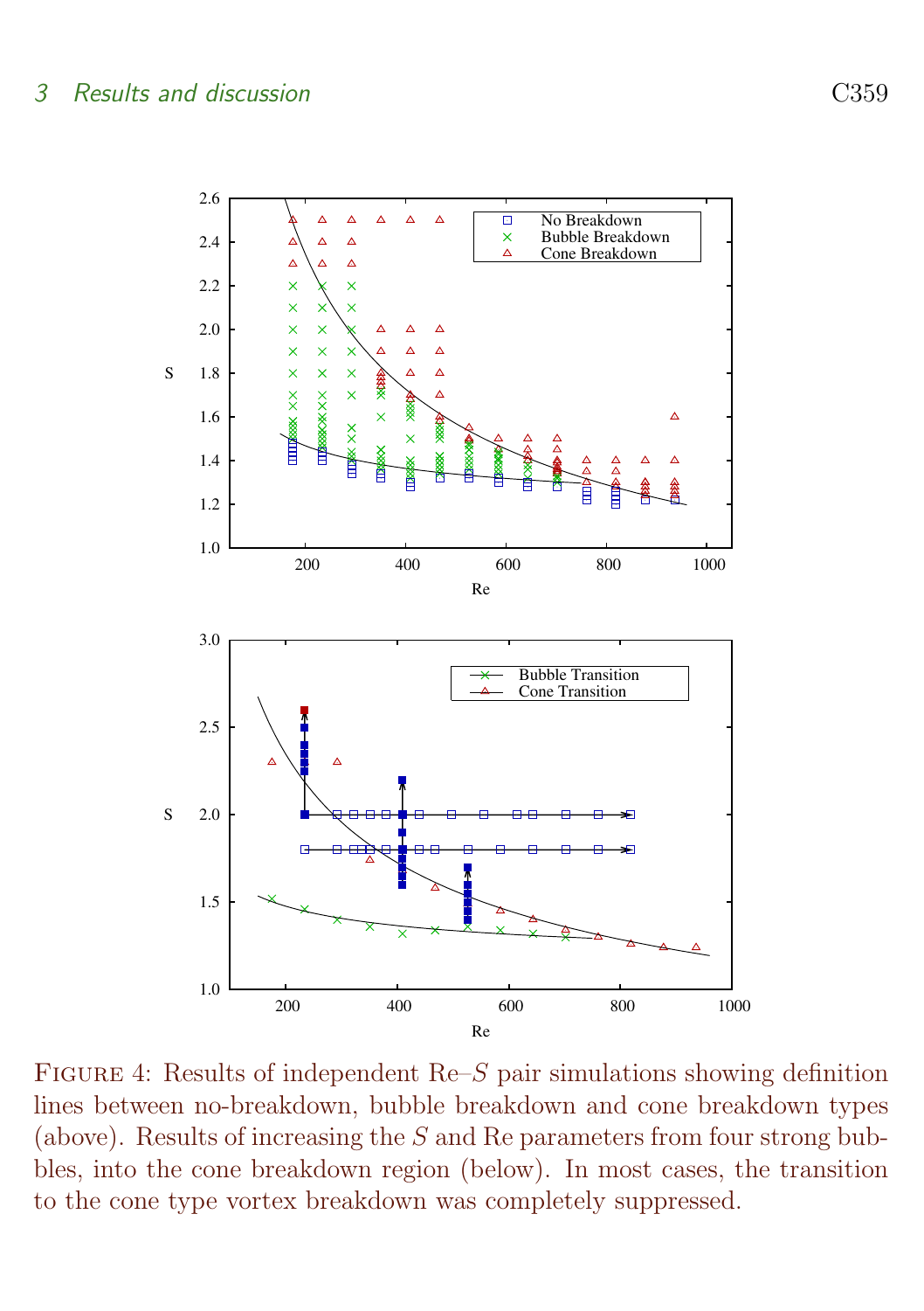FIGURE 4: Results of independent Re–$S$ pair simulations showing definition lines between no-breakdown, bubble breakdown and cone breakdown types (above). Results of increasing the $S$ and Re parameters from four strong bubbles, into the cone breakdown region (below). In most cases, the transition to the cone type vortex breakdown was completely suppressed.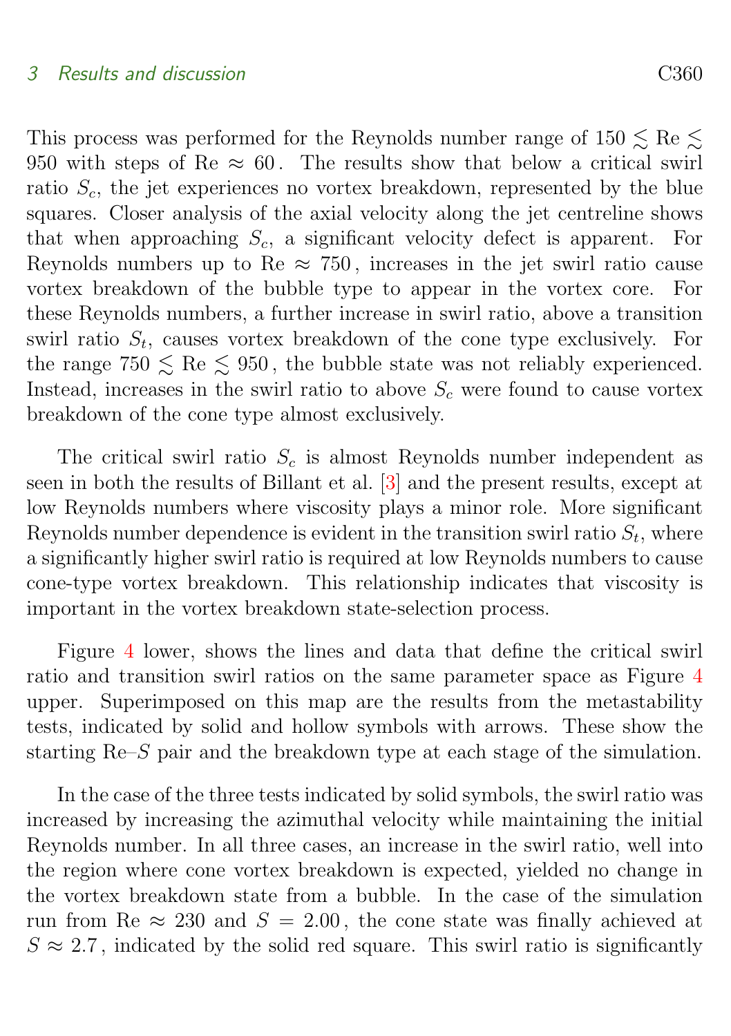This process was performed for the Reynolds number range of $150 \lesssim \mathrm{Re} \lesssim 950$ with steps of $\mathrm{Re} \approx 60$. The results show that below a critical swirl ratio $S_c$, the jet experiences no vortex breakdown, represented by the blue squares. Closer analysis of the axial velocity along the jet centreline shows that when approaching $S_c$, a significant velocity defect is apparent. For Reynolds numbers up to $\mathrm{Re} \approx 750$, increases in the jet swirl ratio cause vortex breakdown of the bubble type to appear in the vortex core. For these Reynolds numbers, a further increase in swirl ratio, above a transition swirl ratio $S_t$, causes vortex breakdown of the cone type exclusively. For the range $750 \lesssim \mathrm{Re} \lesssim 950$, the bubble state was not reliably experienced. Instead, increases in the swirl ratio to above $S_c$ were found to cause vortex breakdown of the cone type almost exclusively.

The critical swirl ratio $S_c$ is almost Reynolds number independent as seen in both the results of Billant et al. [3] and the present results, except at low Reynolds numbers where viscosity plays a minor role. More significant Reynolds number dependence is evident in the transition swirl ratio $S_t$, where a significantly higher swirl ratio is required at low Reynolds numbers to cause cone-type vortex breakdown. This relationship indicates that viscosity is important in the vortex breakdown state-selection process.

Figure 4 lower, shows the lines and data that define the critical swirl ratio and transition swirl ratios on the same parameter space as Figure 4 upper. Superimposed on this map are the results from the metastability tests, indicated by solid and hollow symbols with arrows. These show the starting Re–$S$ pair and the breakdown type at each stage of the simulation.

In the case of the three tests indicated by solid symbols, the swirl ratio was increased by increasing the azimuthal velocity while maintaining the initial Reynolds number. In all three cases, an increase in the swirl ratio, well into the region where cone vortex breakdown is expected, yielded no change in the vortex breakdown state from a bubble. In the case of the simulation run from $\mathrm{Re} \approx 230$ and $S = 2.00$, the cone state was finally achieved at $S \approx 2.7$, indicated by the solid red square. This swirl ratio is significantly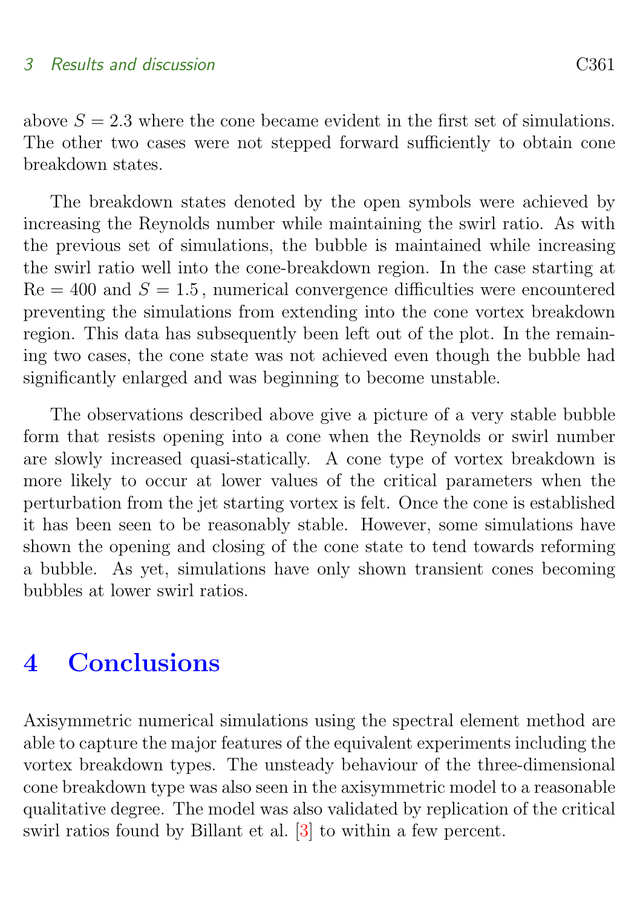above $S = 2.3$ where the cone became evident in the first set of simulations. The other two cases were not stepped forward sufficiently to obtain cone breakdown states.

The breakdown states denoted by the open symbols were achieved by increasing the Reynolds number while maintaining the swirl ratio. As with the previous set of simulations, the bubble is maintained while increasing the swirl ratio well into the cone-breakdown region. In the case starting at $\mathrm{Re} = 400$ and $S = 1.5$, numerical convergence difficulties were encountered preventing the simulations from extending into the cone vortex breakdown region. This data has subsequently been left out of the plot. In the remaining two cases, the cone state was not achieved even though the bubble had significantly enlarged and was beginning to become unstable.

The observations described above give a picture of a very stable bubble form that resists opening into a cone when the Reynolds or swirl number are slowly increased quasi-statically. A cone type of vortex breakdown is more likely to occur at lower values of the critical parameters when the perturbation from the jet starting vortex is felt. Once the cone is established it has been seen to be reasonably stable. However, some simulations have shown the opening and closing of the cone state to tend towards reforming a bubble. As yet, simulations have only shown transient cones becoming bubbles at lower swirl ratios.

# 4 Conclusions

Axisymmetric numerical simulations using the spectral element method are able to capture the major features of the equivalent experiments including the vortex breakdown types. The unsteady behaviour of the three-dimensional cone breakdown type was also seen in the axisymmetric model to a reasonable qualitative degree. The model was also validated by replication of the critical swirl ratios found by Billant et al. [3] to within a few percent.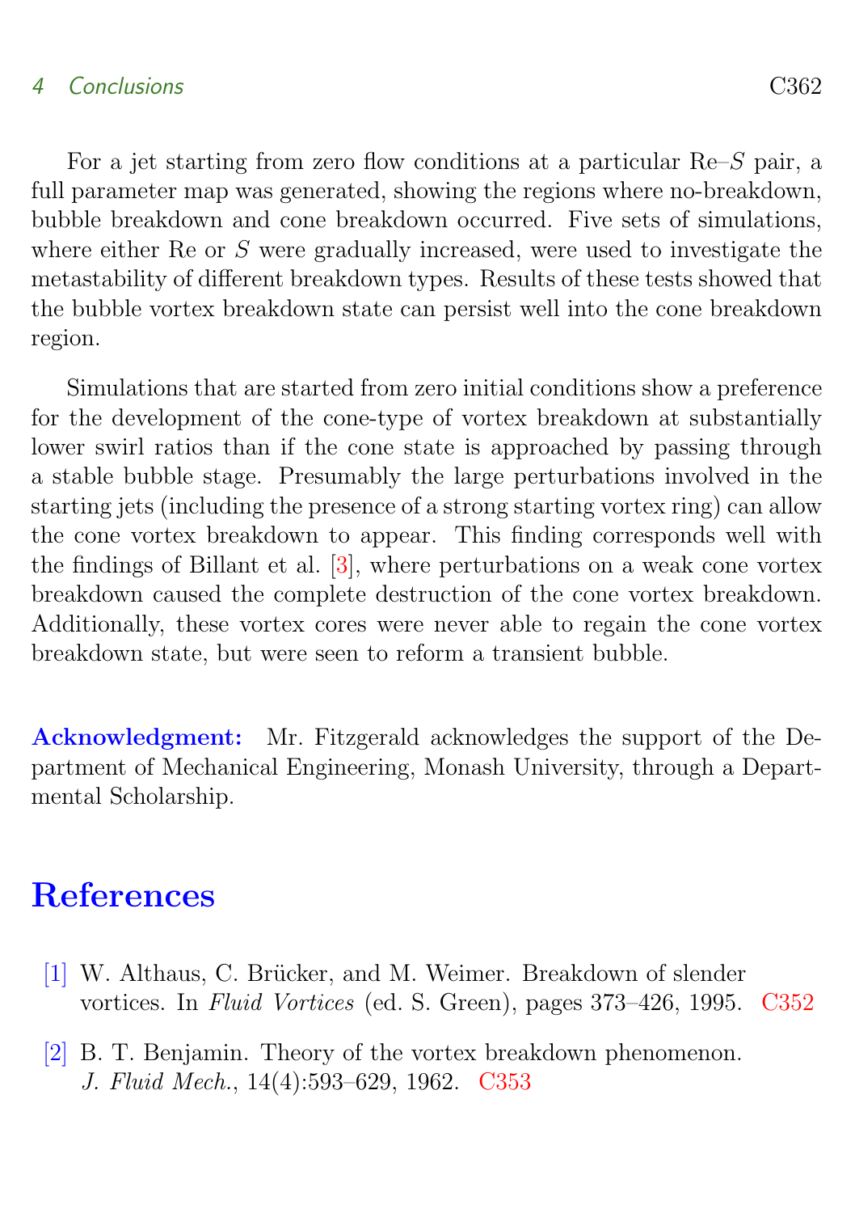For a jet starting from zero flow conditions at a particular Re–$S$ pair, a full parameter map was generated, showing the regions where no-breakdown, bubble breakdown and cone breakdown occurred. Five sets of simulations, where either Re or $S$ were gradually increased, were used to investigate the metastability of different breakdown types. Results of these tests showed that the bubble vortex breakdown state can persist well into the cone breakdown region.

Simulations that are started from zero initial conditions show a preference for the development of the cone-type of vortex breakdown at substantially lower swirl ratios than if the cone state is approached by passing through a stable bubble stage. Presumably the large perturbations involved in the starting jets (including the presence of a strong starting vortex ring) can allow the cone vortex breakdown to appear. This finding corresponds well with the findings of Billant et al. [3], where perturbations on a weak cone vortex breakdown caused the complete destruction of the cone vortex breakdown. Additionally, these vortex cores were never able to regain the cone vortex breakdown state, but were seen to reform a transient bubble.

**Acknowledgment:** Mr. Fitzgerald acknowledges the support of the Department of Mechanical Engineering, Monash University, through a Departmental Scholarship.

# References

[1] W. Althaus, C. Brücker, and M. Weimer. Breakdown of slender vortices. In *Fluid Vortices* (ed. S. Green), pages 373–426, 1995. C352

[2] B. T. Benjamin. Theory of the vortex breakdown phenomenon. *J. Fluid Mech.*, 14(4):593–629, 1962. C353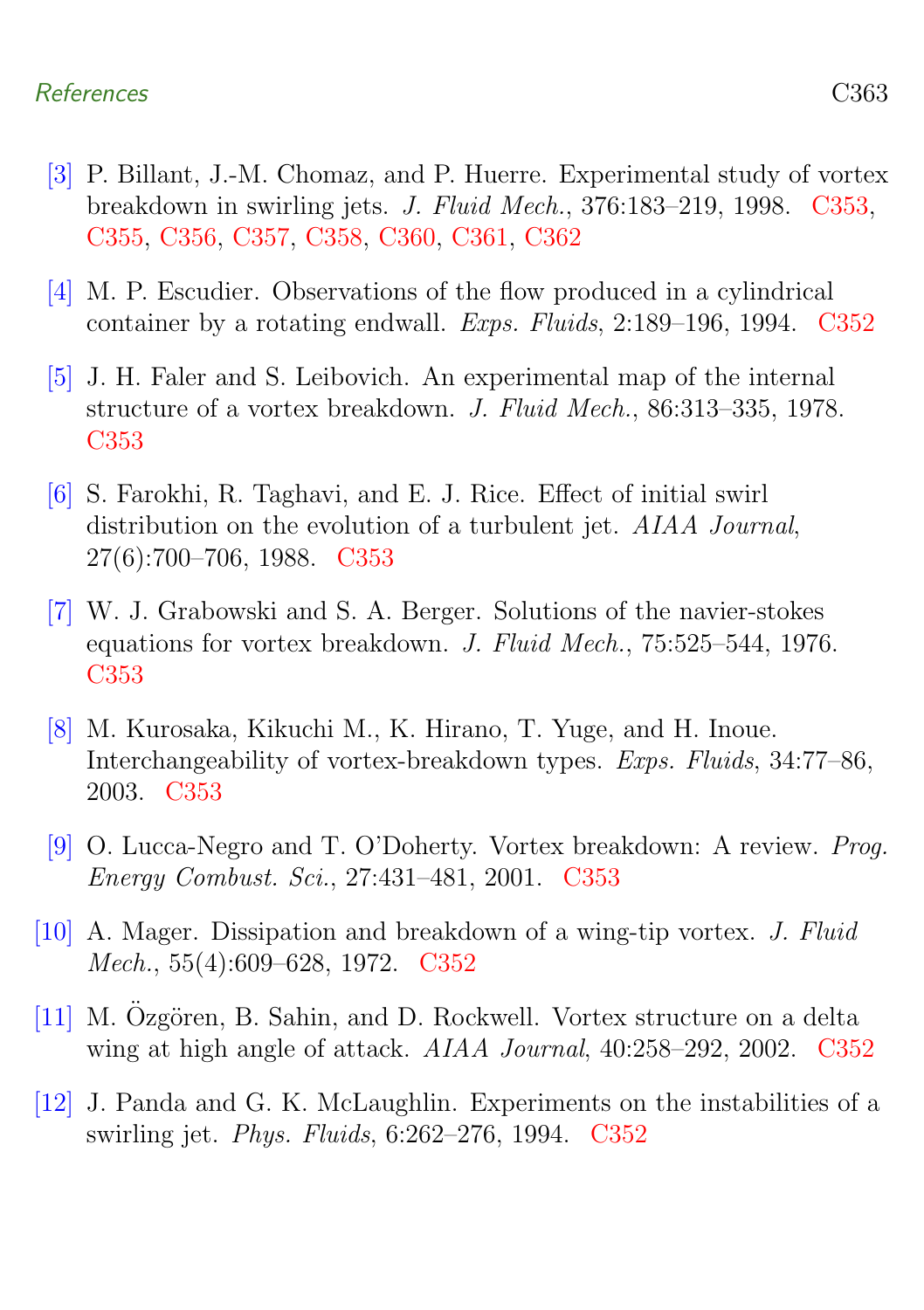[3] P. Billant, J.-M. Chomaz, and P. Huerre. Experimental study of vortex breakdown in swirling jets. *J. Fluid Mech.*, 376:183–219, 1998. C353, C355, C356, C357, C358, C360, C361, C362

[4] M. P. Escudier. Observations of the flow produced in a cylindrical container by a rotating endwall. *Exps. Fluids*, 2:189–196, 1994. C352

[5] J. H. Faler and S. Leibovich. An experimental map of the internal structure of a vortex breakdown. *J. Fluid Mech.*, 86:313–335, 1978. C353

[6] S. Farokhi, R. Taghavi, and E. J. Rice. Effect of initial swirl distribution on the evolution of a turbulent jet. *AIAA Journal*, 27(6):700–706, 1988. C353

[7] W. J. Grabowski and S. A. Berger. Solutions of the navier-stokes equations for vortex breakdown. *J. Fluid Mech.*, 75:525–544, 1976. C353

[8] M. Kurosaka, Kikuchi M., K. Hirano, T. Yuge, and H. Inoue. Interchangeability of vortex-breakdown types. *Exps. Fluids*, 34:77–86, 2003. C353

[9] O. Lucca-Negro and T. O'Doherty. Vortex breakdown: A review. *Prog. Energy Combust. Sci.*, 27:431–481, 2001. C353

[10] A. Mager. Dissipation and breakdown of a wing-tip vortex. *J. Fluid Mech.*, 55(4):609–628, 1972. C352

[11] M. Özgören, B. Sahin, and D. Rockwell. Vortex structure on a delta wing at high angle of attack. *AIAA Journal*, 40:258–292, 2002. C352

[12] J. Panda and G. K. McLaughlin. Experiments on the instabilities of a swirling jet. *Phys. Fluids*, 6:262–276, 1994. C352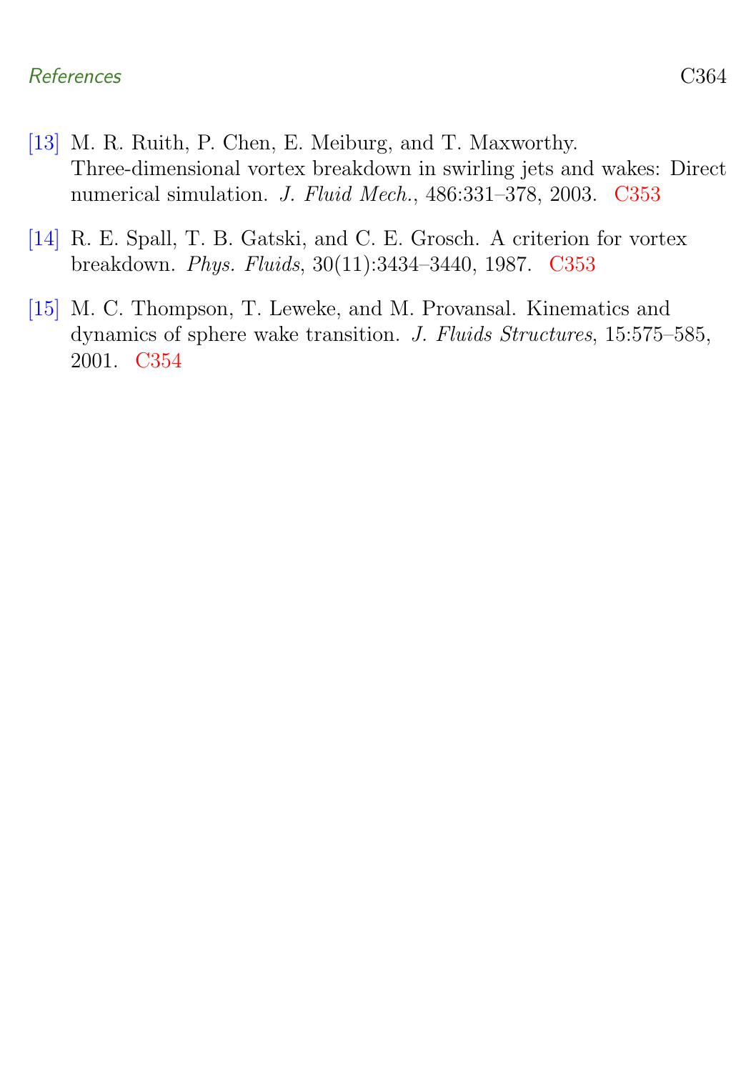[13] M. R. Ruith, P. Chen, E. Meiburg, and T. Maxworthy. Three-dimensional vortex breakdown in swirling jets and wakes: Direct numerical simulation. *J. Fluid Mech.*, 486:331–378, 2003. C353

[14] R. E. Spall, T. B. Gatski, and C. E. Grosch. A criterion for vortex breakdown. *Phys. Fluids*, 30(11):3434–3440, 1987. C353

[15] M. C. Thompson, T. Leweke, and M. Provansal. Kinematics and dynamics of sphere wake transition. *J. Fluids Structures*, 15:575–585, 2001. C354